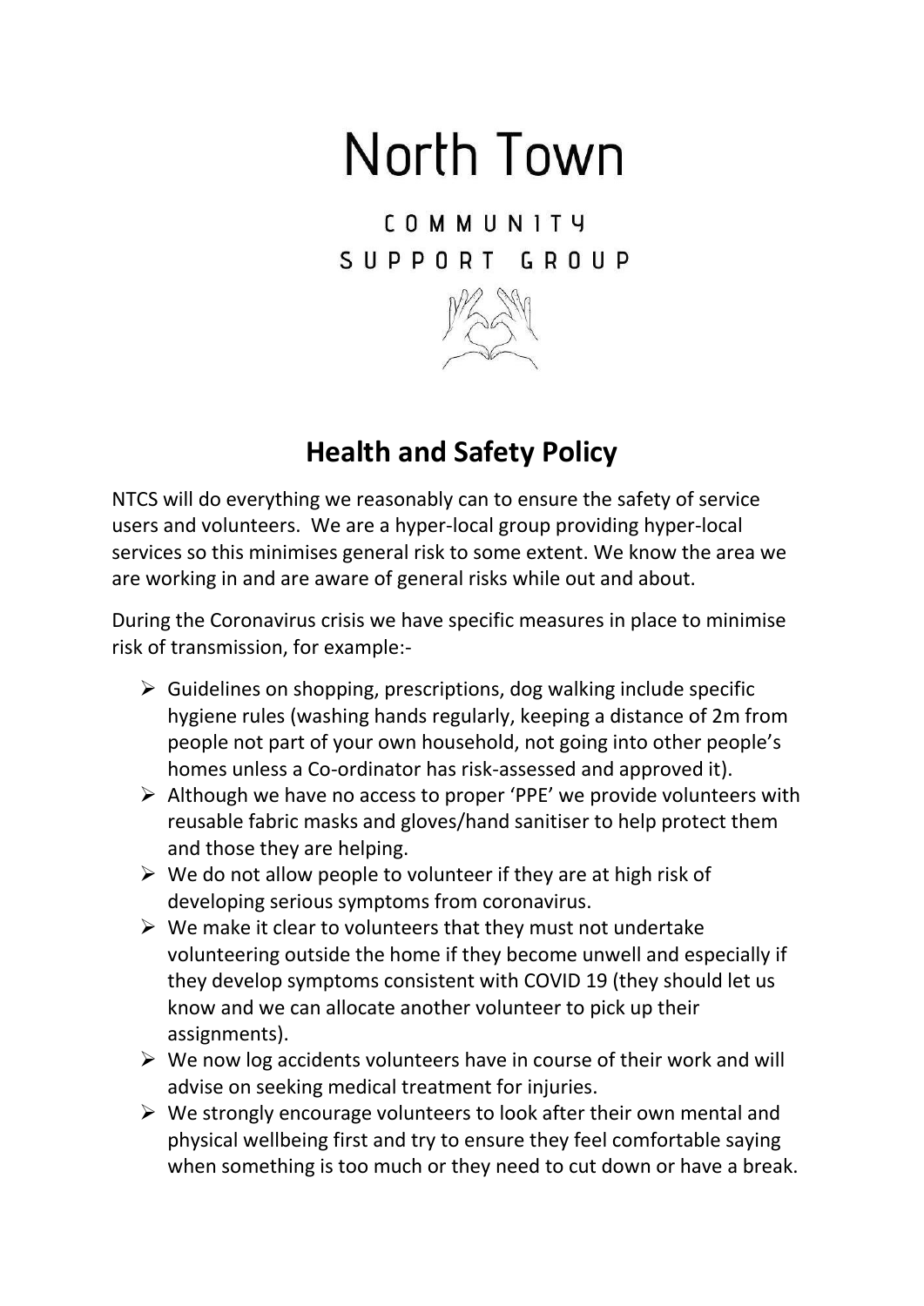# North Town

COMMUNITY
SUPPORT GROUP

## Health and Safety Policy

NTCS will do everything we reasonably can to ensure the safety of service users and volunteers. We are a hyper-local group providing hyper-local services so this minimises general risk to some extent. We know the area we are working in and are aware of general risks while out and about.

During the Coronavirus crisis we have specific measures in place to minimise risk of transmission, for example:-

- Guidelines on shopping, prescriptions, dog walking include specific hygiene rules (washing hands regularly, keeping a distance of 2m from people not part of your own household, not going into other people's homes unless a Co-ordinator has risk-assessed and approved it).
- Although we have no access to proper 'PPE' we provide volunteers with reusable fabric masks and gloves/hand sanitiser to help protect them and those they are helping.
- We do not allow people to volunteer if they are at high risk of developing serious symptoms from coronavirus.
- We make it clear to volunteers that they must not undertake volunteering outside the home if they become unwell and especially if they develop symptoms consistent with COVID 19 (they should let us know and we can allocate another volunteer to pick up their assignments).
- We now log accidents volunteers have in course of their work and will advise on seeking medical treatment for injuries.
- We strongly encourage volunteers to look after their own mental and physical wellbeing first and try to ensure they feel comfortable saying when something is too much or they need to cut down or have a break.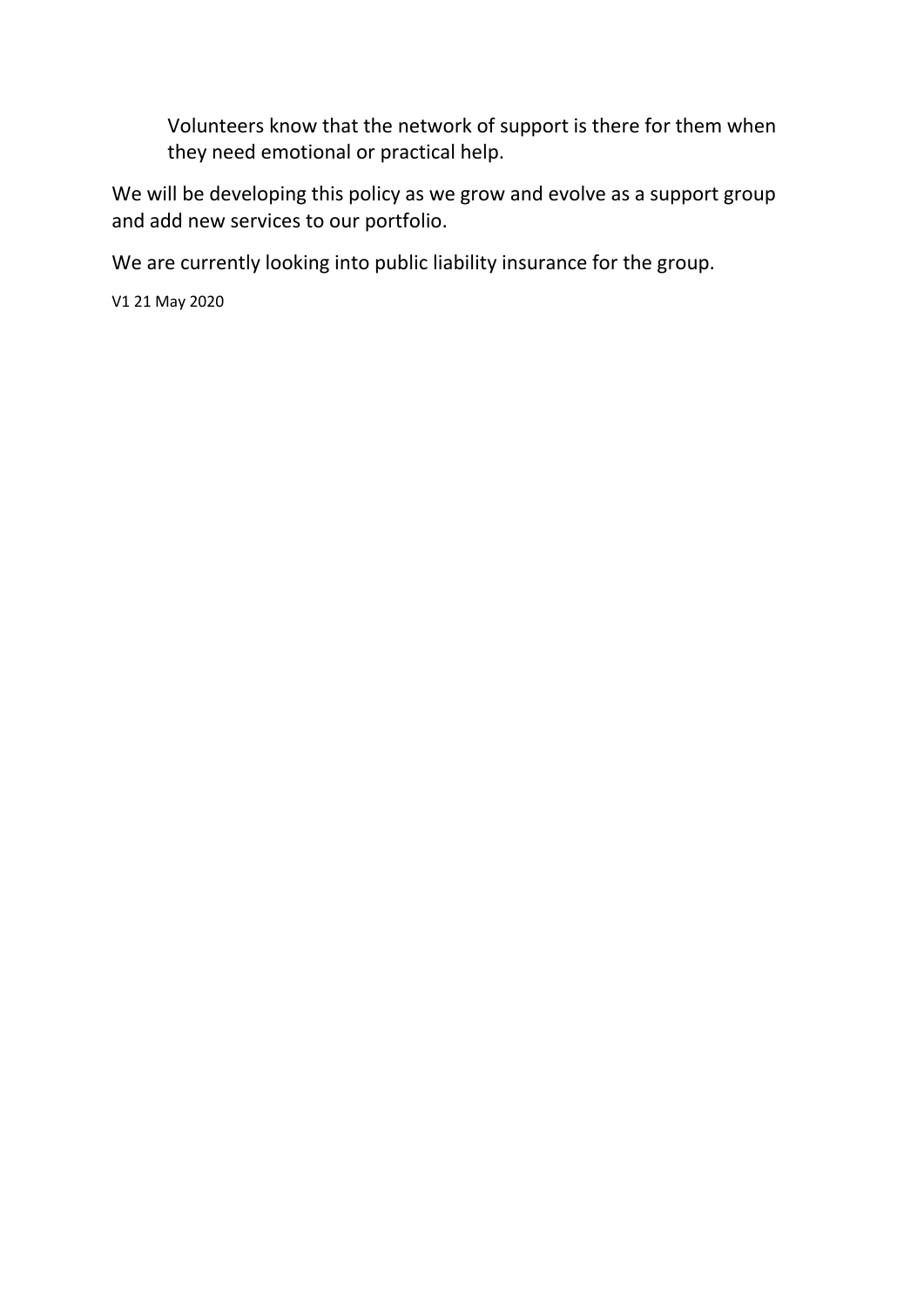Volunteers know that the network of support is there for them when they need emotional or practical help.

We will be developing this policy as we grow and evolve as a support group and add new services to our portfolio.

We are currently looking into public liability insurance for the group.

V1 21 May 2020